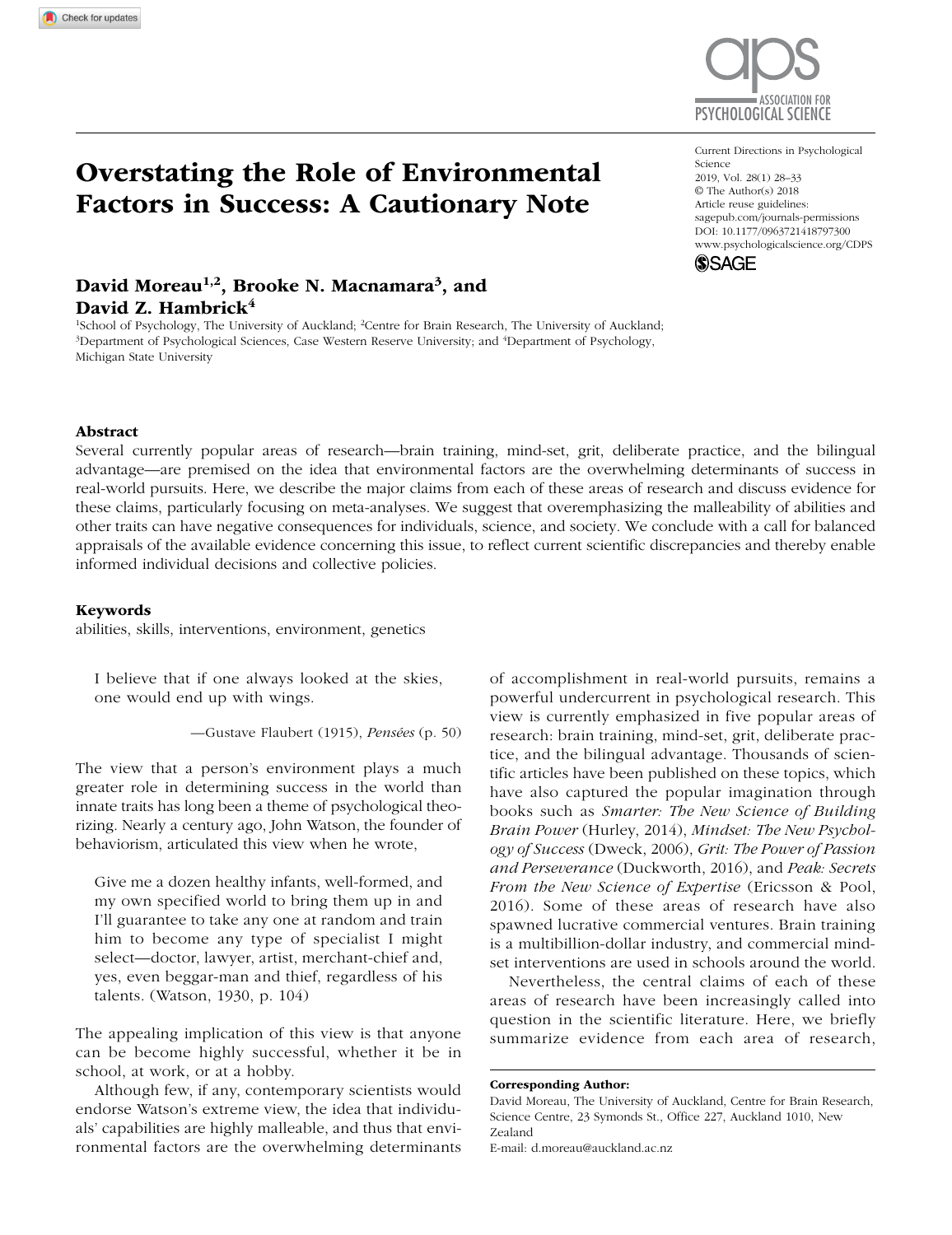# Overstating the Role of Environmental Factors in Success: A Cautionary Note

Current Directions in Psychological Science
2019, Vol. 28(1) 28–33
© The Author(s) 2018
Article reuse guidelines: sagepub.com/journals-permissions
DOI: 10.1177/0963721418797300
www.psychologicalscience.org/CDPS

**David Moreau[1,2], Brooke N. Macnamara[3], and David Z. Hambrick[4]**

[1]School of Psychology, The University of Auckland; [2]Centre for Brain Research, The University of Auckland; [3]Department of Psychological Sciences, Case Western Reserve University; and [4]Department of Psychology, Michigan State University

### Abstract

Several currently popular areas of research—brain training, mind-set, grit, deliberate practice, and the bilingual advantage—are premised on the idea that environmental factors are the overwhelming determinants of success in real-world pursuits. Here, we describe the major claims from each of these areas of research and discuss evidence for these claims, particularly focusing on meta-analyses. We suggest that overemphasizing the malleability of abilities and other traits can have negative consequences for individuals, science, and society. We conclude with a call for balanced appraisals of the available evidence concerning this issue, to reflect current scientific discrepancies and thereby enable informed individual decisions and collective policies.

### Keywords

abilities, skills, interventions, environment, genetics

> I believe that if one always looked at the skies, one would end up with wings.
>
> —Gustave Flaubert (1915), *Pensées* (p. 50)

The view that a person's environment plays a much greater role in determining success in the world than innate traits has long been a theme of psychological theorizing. Nearly a century ago, John Watson, the founder of behaviorism, articulated this view when he wrote,

> Give me a dozen healthy infants, well-formed, and my own specified world to bring them up in and I'll guarantee to take any one at random and train him to become any type of specialist I might select—doctor, lawyer, artist, merchant-chief and, yes, even beggar-man and thief, regardless of his talents. (Watson, 1930, p. 104)

The appealing implication of this view is that anyone can be become highly successful, whether it be in school, at work, or at a hobby.

Although few, if any, contemporary scientists would endorse Watson's extreme view, the idea that individuals' capabilities are highly malleable, and thus that environmental factors are the overwhelming determinants of accomplishment in real-world pursuits, remains a powerful undercurrent in psychological research. This view is currently emphasized in five popular areas of research: brain training, mind-set, grit, deliberate practice, and the bilingual advantage. Thousands of scientific articles have been published on these topics, which have also captured the popular imagination through books such as *Smarter: The New Science of Building Brain Power* (Hurley, 2014), *Mindset: The New Psychology of Success* (Dweck, 2006), *Grit: The Power of Passion and Perseverance* (Duckworth, 2016), and *Peak: Secrets From the New Science of Expertise* (Ericsson & Pool, 2016). Some of these areas of research have also spawned lucrative commercial ventures. Brain training is a multibillion-dollar industry, and commercial mind-set interventions are used in schools around the world.

Nevertheless, the central claims of each of these areas of research have been increasingly called into question in the scientific literature. Here, we briefly summarize evidence from each area of research,

**Corresponding Author:**
David Moreau, The University of Auckland, Centre for Brain Research, Science Centre, 23 Symonds St., Office 227, Auckland 1010, New Zealand
E-mail: d.moreau@auckland.ac.nz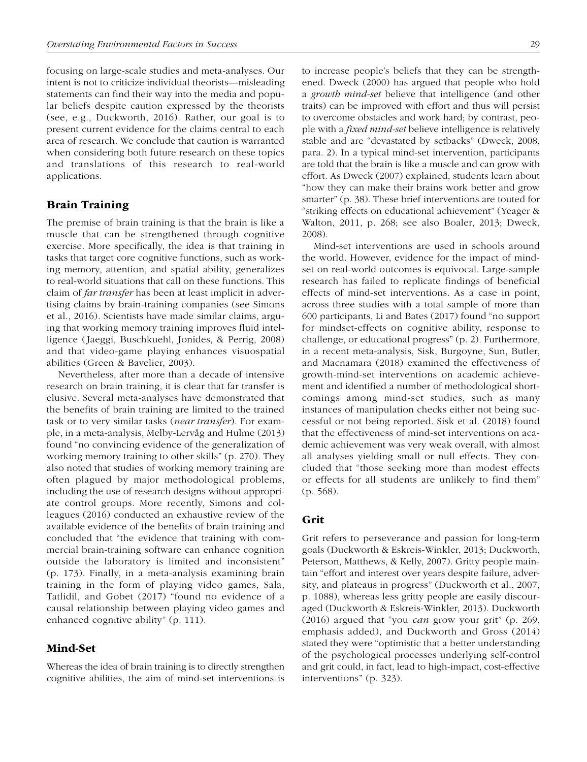focusing on large-scale studies and meta-analyses. Our intent is not to criticize individual theorists—misleading statements can find their way into the media and popular beliefs despite caution expressed by the theorists (see, e.g., Duckworth, 2016). Rather, our goal is to present current evidence for the claims central to each area of research. We conclude that caution is warranted when considering both future research on these topics and translations of this research to real-world applications.

## Brain Training

The premise of brain training is that the brain is like a muscle that can be strengthened through cognitive exercise. More specifically, the idea is that training in tasks that target core cognitive functions, such as working memory, attention, and spatial ability, generalizes to real-world situations that call on these functions. This claim of *far transfer* has been at least implicit in advertising claims by brain-training companies (see Simons et al., 2016). Scientists have made similar claims, arguing that working memory training improves fluid intelligence (Jaeggi, Buschkuehl, Jonides, & Perrig, 2008) and that video-game playing enhances visuospatial abilities (Green & Bavelier, 2003).

Nevertheless, after more than a decade of intensive research on brain training, it is clear that far transfer is elusive. Several meta-analyses have demonstrated that the benefits of brain training are limited to the trained task or to very similar tasks (*near transfer*). For example, in a meta-analysis, Melby-Lervåg and Hulme (2013) found "no convincing evidence of the generalization of working memory training to other skills" (p. 270). They also noted that studies of working memory training are often plagued by major methodological problems, including the use of research designs without appropriate control groups. More recently, Simons and colleagues (2016) conducted an exhaustive review of the available evidence of the benefits of brain training and concluded that "the evidence that training with commercial brain-training software can enhance cognition outside the laboratory is limited and inconsistent" (p. 173). Finally, in a meta-analysis examining brain training in the form of playing video games, Sala, Tatlidil, and Gobet (2017) "found no evidence of a causal relationship between playing video games and enhanced cognitive ability" (p. 111).

## Mind-Set

Whereas the idea of brain training is to directly strengthen cognitive abilities, the aim of mind-set interventions is to increase people's beliefs that they can be strengthened. Dweck (2000) has argued that people who hold a *growth mind-set* believe that intelligence (and other traits) can be improved with effort and thus will persist to overcome obstacles and work hard; by contrast, people with a *fixed mind-set* believe intelligence is relatively stable and are "devastated by setbacks" (Dweck, 2008, para. 2). In a typical mind-set intervention, participants are told that the brain is like a muscle and can grow with effort. As Dweck (2007) explained, students learn about "how they can make their brains work better and grow smarter" (p. 38). These brief interventions are touted for "striking effects on educational achievement" (Yeager & Walton, 2011, p. 268; see also Boaler, 2013; Dweck, 2008).

Mind-set interventions are used in schools around the world. However, evidence for the impact of mind-set on real-world outcomes is equivocal. Large-sample research has failed to replicate findings of beneficial effects of mind-set interventions. As a case in point, across three studies with a total sample of more than 600 participants, Li and Bates (2017) found "no support for mindset-effects on cognitive ability, response to challenge, or educational progress" (p. 2). Furthermore, in a recent meta-analysis, Sisk, Burgoyne, Sun, Butler, and Macnamara (2018) examined the effectiveness of growth-mind-set interventions on academic achievement and identified a number of methodological shortcomings among mind-set studies, such as many instances of manipulation checks either not being successful or not being reported. Sisk et al. (2018) found that the effectiveness of mind-set interventions on academic achievement was very weak overall, with almost all analyses yielding small or null effects. They concluded that "those seeking more than modest effects or effects for all students are unlikely to find them" (p. 568).

## Grit

Grit refers to perseverance and passion for long-term goals (Duckworth & Eskreis-Winkler, 2013; Duckworth, Peterson, Matthews, & Kelly, 2007). Gritty people maintain "effort and interest over years despite failure, adversity, and plateaus in progress" (Duckworth et al., 2007, p. 1088), whereas less gritty people are easily discouraged (Duckworth & Eskreis-Winkler, 2013). Duckworth (2016) argued that "you *can* grow your grit" (p. 269, emphasis added), and Duckworth and Gross (2014) stated they were "optimistic that a better understanding of the psychological processes underlying self-control and grit could, in fact, lead to high-impact, cost-effective interventions" (p. 323).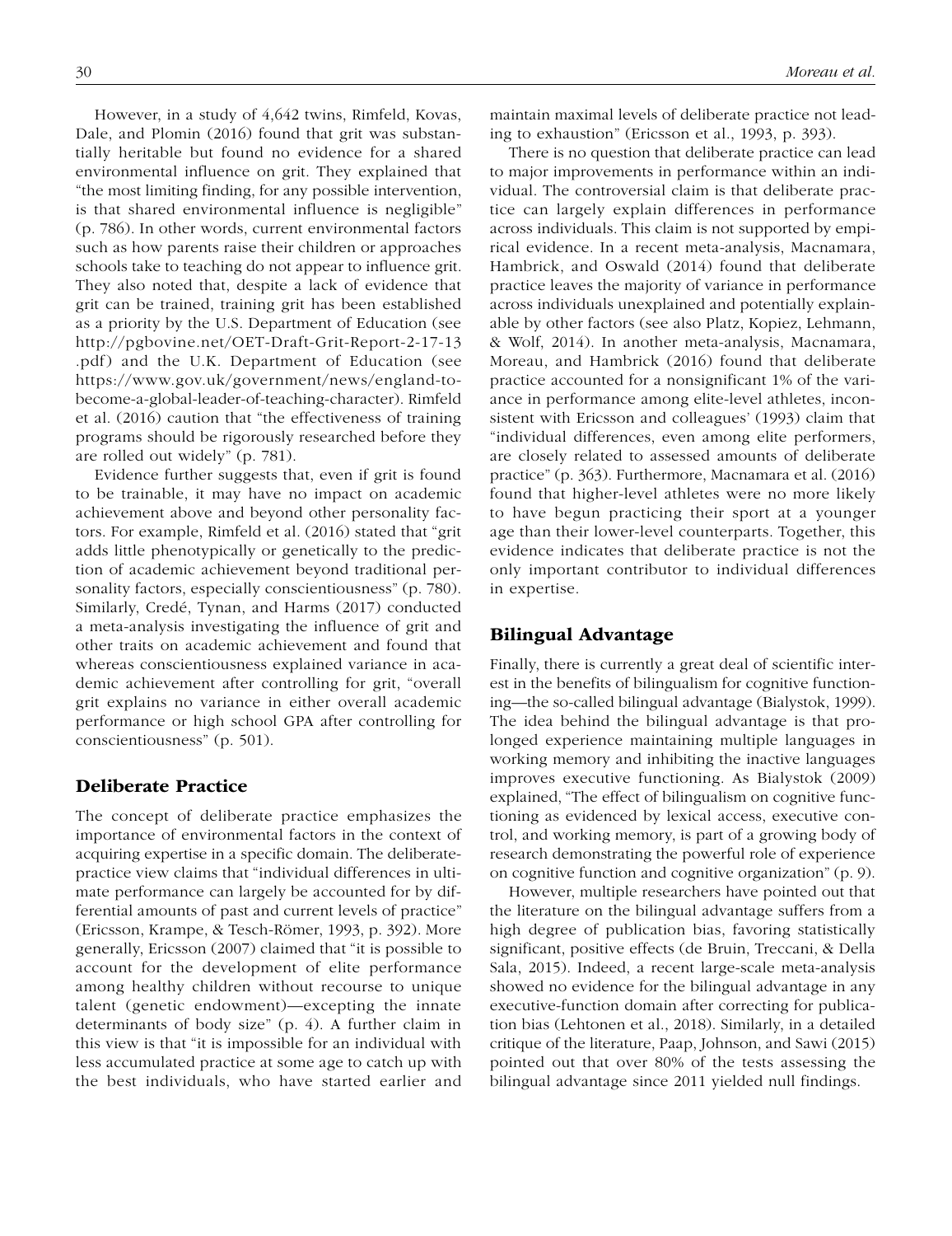However, in a study of 4,642 twins, Rimfeld, Kovas, Dale, and Plomin (2016) found that grit was substantially heritable but found no evidence for a shared environmental influence on grit. They explained that "the most limiting finding, for any possible intervention, is that shared environmental influence is negligible" (p. 786). In other words, current environmental factors such as how parents raise their children or approaches schools take to teaching do not appear to influence grit. They also noted that, despite a lack of evidence that grit can be trained, training grit has been established as a priority by the U.S. Department of Education (see http://pgbovine.net/OET-Draft-Grit-Report-2-17-13.pdf) and the U.K. Department of Education (see https://www.gov.uk/government/news/england-to-become-a-global-leader-of-teaching-character). Rimfeld et al. (2016) caution that "the effectiveness of training programs should be rigorously researched before they are rolled out widely" (p. 781).

Evidence further suggests that, even if grit is found to be trainable, it may have no impact on academic achievement above and beyond other personality factors. For example, Rimfeld et al. (2016) stated that "grit adds little phenotypically or genetically to the prediction of academic achievement beyond traditional personality factors, especially conscientiousness" (p. 780). Similarly, Credé, Tynan, and Harms (2017) conducted a meta-analysis investigating the influence of grit and other traits on academic achievement and found that whereas conscientiousness explained variance in academic achievement after controlling for grit, "overall grit explains no variance in either overall academic performance or high school GPA after controlling for conscientiousness" (p. 501).

## Deliberate Practice

The concept of deliberate practice emphasizes the importance of environmental factors in the context of acquiring expertise in a specific domain. The deliberate-practice view claims that "individual differences in ultimate performance can largely be accounted for by differential amounts of past and current levels of practice" (Ericsson, Krampe, & Tesch-Römer, 1993, p. 392). More generally, Ericsson (2007) claimed that "it is possible to account for the development of elite performance among healthy children without recourse to unique talent (genetic endowment)—excepting the innate determinants of body size" (p. 4). A further claim in this view is that "it is impossible for an individual with less accumulated practice at some age to catch up with the best individuals, who have started earlier and maintain maximal levels of deliberate practice not leading to exhaustion" (Ericsson et al., 1993, p. 393).

There is no question that deliberate practice can lead to major improvements in performance within an individual. The controversial claim is that deliberate practice can largely explain differences in performance across individuals. This claim is not supported by empirical evidence. In a recent meta-analysis, Macnamara, Hambrick, and Oswald (2014) found that deliberate practice leaves the majority of variance in performance across individuals unexplained and potentially explainable by other factors (see also Platz, Kopiez, Lehmann, & Wolf, 2014). In another meta-analysis, Macnamara, Moreau, and Hambrick (2016) found that deliberate practice accounted for a nonsignificant 1% of the variance in performance among elite-level athletes, inconsistent with Ericsson and colleagues' (1993) claim that "individual differences, even among elite performers, are closely related to assessed amounts of deliberate practice" (p. 363). Furthermore, Macnamara et al. (2016) found that higher-level athletes were no more likely to have begun practicing their sport at a younger age than their lower-level counterparts. Together, this evidence indicates that deliberate practice is not the only important contributor to individual differences in expertise.

## Bilingual Advantage

Finally, there is currently a great deal of scientific interest in the benefits of bilingualism for cognitive functioning—the so-called bilingual advantage (Bialystok, 1999). The idea behind the bilingual advantage is that prolonged experience maintaining multiple languages in working memory and inhibiting the inactive languages improves executive functioning. As Bialystok (2009) explained, "The effect of bilingualism on cognitive functioning as evidenced by lexical access, executive control, and working memory, is part of a growing body of research demonstrating the powerful role of experience on cognitive function and cognitive organization" (p. 9).

However, multiple researchers have pointed out that the literature on the bilingual advantage suffers from a high degree of publication bias, favoring statistically significant, positive effects (de Bruin, Treccani, & Della Sala, 2015). Indeed, a recent large-scale meta-analysis showed no evidence for the bilingual advantage in any executive-function domain after correcting for publication bias (Lehtonen et al., 2018). Similarly, in a detailed critique of the literature, Paap, Johnson, and Sawi (2015) pointed out that over 80% of the tests assessing the bilingual advantage since 2011 yielded null findings.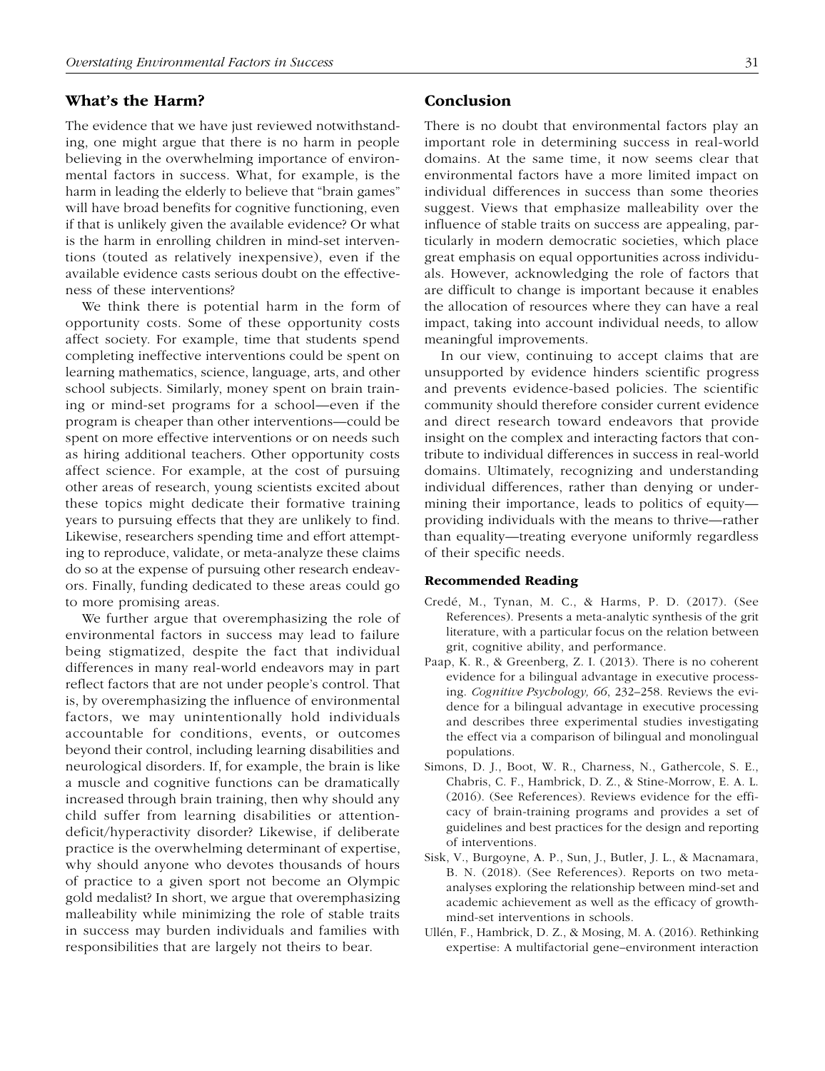## What's the Harm?

The evidence that we have just reviewed notwithstanding, one might argue that there is no harm in people believing in the overwhelming importance of environmental factors in success. What, for example, is the harm in leading the elderly to believe that "brain games" will have broad benefits for cognitive functioning, even if that is unlikely given the available evidence? Or what is the harm in enrolling children in mind-set interventions (touted as relatively inexpensive), even if the available evidence casts serious doubt on the effectiveness of these interventions?

We think there is potential harm in the form of opportunity costs. Some of these opportunity costs affect society. For example, time that students spend completing ineffective interventions could be spent on learning mathematics, science, language, arts, and other school subjects. Similarly, money spent on brain training or mind-set programs for a school—even if the program is cheaper than other interventions—could be spent on more effective interventions or on needs such as hiring additional teachers. Other opportunity costs affect science. For example, at the cost of pursuing other areas of research, young scientists excited about these topics might dedicate their formative training years to pursuing effects that they are unlikely to find. Likewise, researchers spending time and effort attempting to reproduce, validate, or meta-analyze these claims do so at the expense of pursuing other research endeavors. Finally, funding dedicated to these areas could go to more promising areas.

We further argue that overemphasizing the role of environmental factors in success may lead to failure being stigmatized, despite the fact that individual differences in many real-world endeavors may in part reflect factors that are not under people's control. That is, by overemphasizing the influence of environmental factors, we may unintentionally hold individuals accountable for conditions, events, or outcomes beyond their control, including learning disabilities and neurological disorders. If, for example, the brain is like a muscle and cognitive functions can be dramatically increased through brain training, then why should any child suffer from learning disabilities or attention-deficit/hyperactivity disorder? Likewise, if deliberate practice is the overwhelming determinant of expertise, why should anyone who devotes thousands of hours of practice to a given sport not become an Olympic gold medalist? In short, we argue that overemphasizing malleability while minimizing the role of stable traits in success may burden individuals and families with responsibilities that are largely not theirs to bear.

## Conclusion

There is no doubt that environmental factors play an important role in determining success in real-world domains. At the same time, it now seems clear that environmental factors have a more limited impact on individual differences in success than some theories suggest. Views that emphasize malleability over the influence of stable traits on success are appealing, particularly in modern democratic societies, which place great emphasis on equal opportunities across individuals. However, acknowledging the role of factors that are difficult to change is important because it enables the allocation of resources where they can have a real impact, taking into account individual needs, to allow meaningful improvements.

In our view, continuing to accept claims that are unsupported by evidence hinders scientific progress and prevents evidence-based policies. The scientific community should therefore consider current evidence and direct research toward endeavors that provide insight on the complex and interacting factors that contribute to individual differences in success in real-world domains. Ultimately, recognizing and understanding individual differences, rather than denying or undermining their importance, leads to politics of equity—providing individuals with the means to thrive—rather than equality—treating everyone uniformly regardless of their specific needs.

### Recommended Reading

Credé, M., Tynan, M. C., & Harms, P. D. (2017). (See References). Presents a meta-analytic synthesis of the grit literature, with a particular focus on the relation between grit, cognitive ability, and performance.

Paap, K. R., & Greenberg, Z. I. (2013). There is no coherent evidence for a bilingual advantage in executive processing. *Cognitive Psychology, 66*, 232–258. Reviews the evidence for a bilingual advantage in executive processing and describes three experimental studies investigating the effect via a comparison of bilingual and monolingual populations.

Simons, D. J., Boot, W. R., Charness, N., Gathercole, S. E., Chabris, C. F., Hambrick, D. Z., & Stine-Morrow, E. A. L. (2016). (See References). Reviews evidence for the efficacy of brain-training programs and provides a set of guidelines and best practices for the design and reporting of interventions.

Sisk, V., Burgoyne, A. P., Sun, J., Butler, J. L., & Macnamara, B. N. (2018). (See References). Reports on two meta-analyses exploring the relationship between mind-set and academic achievement as well as the efficacy of growth-mind-set interventions in schools.

Ullén, F., Hambrick, D. Z., & Mosing, M. A. (2016). Rethinking expertise: A multifactorial gene–environment interaction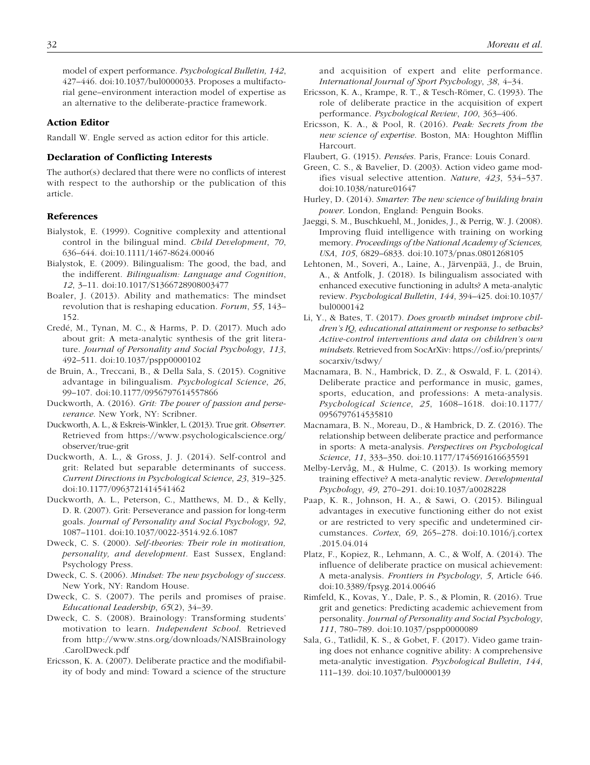model of expert performance. *Psychological Bulletin, 142*, 427–446. doi:10.1037/bul0000033. Proposes a multifactorial gene–environment interaction model of expertise as an alternative to the deliberate-practice framework.

### Action Editor

Randall W. Engle served as action editor for this article.

### Declaration of Conflicting Interests

The author(s) declared that there were no conflicts of interest with respect to the authorship or the publication of this article.

### References

Bialystok, E. (1999). Cognitive complexity and attentional control in the bilingual mind. *Child Development*, *70*, 636–644. doi:10.1111/1467-8624.00046

Bialystok, E. (2009). Bilingualism: The good, the bad, and the indifferent. *Bilingualism: Language and Cognition*, *12*, 3–11. doi:10.1017/S1366728908003477

Boaler, J. (2013). Ability and mathematics: The mindset revolution that is reshaping education. *Forum*, *55*, 143–152.

Credé, M., Tynan, M. C., & Harms, P. D. (2017). Much ado about grit: A meta-analytic synthesis of the grit literature. *Journal of Personality and Social Psychology*, *113*, 492–511. doi:10.1037/pspp0000102

de Bruin, A., Treccani, B., & Della Sala, S. (2015). Cognitive advantage in bilingualism. *Psychological Science*, *26*, 99–107. doi:10.1177/0956797614557866

Duckworth, A. (2016). *Grit: The power of passion and perseverance*. New York, NY: Scribner.

Duckworth, A. L., & Eskreis-Winkler, L. (2013). True grit. *Observer*. Retrieved from https://www.psychologicalscience.org/observer/true-grit

Duckworth, A. L., & Gross, J. J. (2014). Self-control and grit: Related but separable determinants of success. *Current Directions in Psychological Science*, *23*, 319–325. doi:10.1177/0963721414541462

Duckworth, A. L., Peterson, C., Matthews, M. D., & Kelly, D. R. (2007). Grit: Perseverance and passion for long-term goals. *Journal of Personality and Social Psychology*, *92*, 1087–1101. doi:10.1037/0022-3514.92.6.1087

Dweck, C. S. (2000). *Self-theories: Their role in motivation, personality, and development*. East Sussex, England: Psychology Press.

Dweck, C. S. (2006). *Mindset: The new psychology of success*. New York, NY: Random House.

Dweck, C. S. (2007). The perils and promises of praise. *Educational Leadership*, *65*(2), 34–39.

Dweck, C. S. (2008). Brainology: Transforming students' motivation to learn. *Independent School*. Retrieved from http://www.stns.org/downloads/NAISBrainology.CarolDweck.pdf

Ericsson, K. A. (2007). Deliberate practice and the modifiability of body and mind: Toward a science of the structure and acquisition of expert and elite performance. *International Journal of Sport Psychology*, *38*, 4–34.

Ericsson, K. A., Krampe, R. T., & Tesch-Römer, C. (1993). The role of deliberate practice in the acquisition of expert performance. *Psychological Review*, *100*, 363–406.

Ericsson, K. A., & Pool, R. (2016). *Peak: Secrets from the new science of expertise*. Boston, MA: Houghton Mifflin Harcourt.

Flaubert, G. (1915). *Pensées*. Paris, France: Louis Conard.

Green, C. S., & Bavelier, D. (2003). Action video game modifies visual selective attention. *Nature*, *423*, 534–537. doi:10.1038/nature01647

Hurley, D. (2014). *Smarter: The new science of building brain power*. London, England: Penguin Books.

Jaeggi, S. M., Buschkuehl, M., Jonides, J., & Perrig, W. J. (2008). Improving fluid intelligence with training on working memory. *Proceedings of the National Academy of Sciences, USA*, *105*, 6829–6833. doi:10.1073/pnas.0801268105

Lehtonen, M., Soveri, A., Laine, A., Järvenpää, J., de Bruin, A., & Antfolk, J. (2018). Is bilingualism associated with enhanced executive functioning in adults? A meta-analytic review. *Psychological Bulletin*, *144*, 394–425. doi:10.1037/bul0000142

Li, Y., & Bates, T. (2017). *Does growth mindset improve children's IQ, educational attainment or response to setbacks? Active-control interventions and data on children's own mindsets*. Retrieved from SocArXiv: https://osf.io/preprints/socarxiv/tsdwy/

Macnamara, B. N., Hambrick, D. Z., & Oswald, F. L. (2014). Deliberate practice and performance in music, games, sports, education, and professions: A meta-analysis. *Psychological Science*, *25*, 1608–1618. doi:10.1177/0956797614535810

Macnamara, B. N., Moreau, D., & Hambrick, D. Z. (2016). The relationship between deliberate practice and performance in sports: A meta-analysis. *Perspectives on Psychological Science*, *11*, 333–350. doi:10.1177/1745691616635591

Melby-Lervåg, M., & Hulme, C. (2013). Is working memory training effective? A meta-analytic review. *Developmental Psychology*, *49*, 270–291. doi:10.1037/a0028228

Paap, K. R., Johnson, H. A., & Sawi, O. (2015). Bilingual advantages in executive functioning either do not exist or are restricted to very specific and undetermined circumstances. *Cortex*, *69*, 265–278. doi:10.1016/j.cortex.2015.04.014

Platz, F., Kopiez, R., Lehmann, A. C., & Wolf, A. (2014). The influence of deliberate practice on musical achievement: A meta-analysis. *Frontiers in Psychology*, *5*, Article 646. doi:10.3389/fpsyg.2014.00646

Rimfeld, K., Kovas, Y., Dale, P. S., & Plomin, R. (2016). True grit and genetics: Predicting academic achievement from personality. *Journal of Personality and Social Psychology*, *111*, 780–789. doi:10.1037/pspp0000089

Sala, G., Tatlidil, K. S., & Gobet, F. (2017). Video game training does not enhance cognitive ability: A comprehensive meta-analytic investigation. *Psychological Bulletin*, *144*, 111–139. doi:10.1037/bul0000139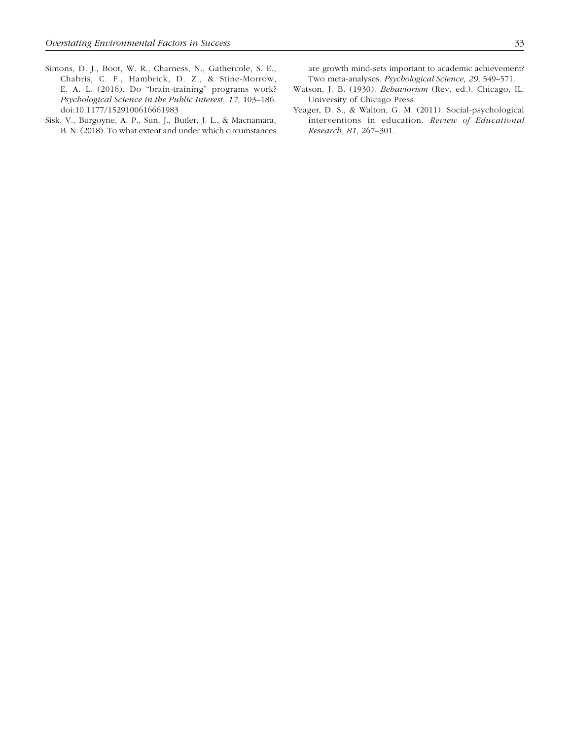Simons, D. J., Boot, W. R., Charness, N., Gathercole, S. E., Chabris, C. F., Hambrick, D. Z., & Stine-Morrow, E. A. L. (2016). Do "brain-training" programs work? *Psychological Science in the Public Interest*, *17*, 103–186. doi:10.1177/1529100616661983

Sisk, V., Burgoyne, A. P., Sun, J., Butler, J. L., & Macnamara, B. N. (2018). To what extent and under which circumstances are growth mind-sets important to academic achievement? Two meta-analyses. *Psychological Science*, *29*, 549–571.

Watson, J. B. (1930). *Behaviorism* (Rev. ed.). Chicago, IL: University of Chicago Press.

Yeager, D. S., & Walton, G. M. (2011). Social-psychological interventions in education. *Review of Educational Research*, *81*, 267–301.